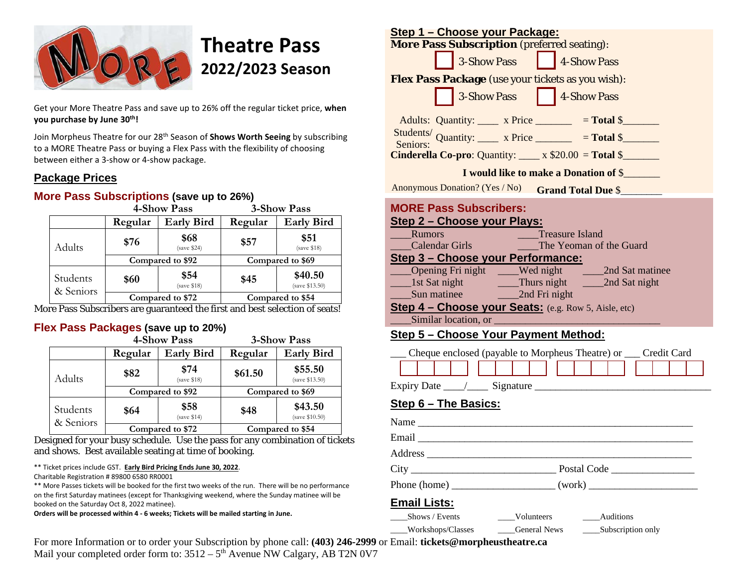# Theatre Pass
## 2022/2023 Season

Get your More Theatre Pass and save up to 26% off the regular ticket price, **when you purchase by June 30th!**

Join Morpheus Theatre for our 28th Season of **Shows Worth Seeing** by subscribing to a MORE Theatre Pass or buying a Flex Pass with the flexibility of choosing between either a 3-show or 4-show package.

## Package Prices

### More Pass Subscriptions (save up to 26%)

| | 4-Show Pass | | 3-Show Pass | |
|---|---|---|---|---|
| | Regular | Early Bird | Regular | Early Bird |
| Adults | $76 | $68 (save $24) | $57 | $51 (save $18) |
| | Compared to $92 | | Compared to $69 | |
| Students & Seniors | $60 | $54 (save $18) | $45 | $40.50 (save $13.50) |
| | Compared to $72 | | Compared to $54 | |

More Pass Subscribers are guaranteed the first and best selection of seats!

### Flex Pass Packages (save up to 20%)

| | 4-Show Pass | | 3-Show Pass | |
|---|---|---|---|---|
| | Regular | Early Bird | Regular | Early Bird |
| Adults | $82 | $74 (save $18) | $61.50 | $55.50 (save $13.50) |
| | Compared to $92 | | Compared to $69 | |
| Students & Seniors | $64 | $58 (save $14) | $48 | $43.50 (save $10.50) |
| | Compared to $72 | | Compared to $54 | |

Designed for your busy schedule. Use the pass for any combination of tickets and shows. Best available seating at time of booking.

** Ticket prices include GST. **Early Bird Pricing Ends June 30, 2022**.
Charitable Registration # 89800 6580 RR0001
** More Passes tickets will be booked for the first two weeks of the run. There will be no performance on the first Saturday matinees (except for Thanksgiving weekend, where the Sunday matinee will be booked on the Saturday Oct 8, 2022 matinee).
**Orders will be processed within 4 - 6 weeks; Tickets will be mailed starting in June.**

## Step 1 – Choose your Package:

**More Pass Subscription** (preferred seating):

☐ 3-Show Pass ☐ 4-Show Pass

**Flex Pass Package** (use your tickets as you wish):

☐ 3-Show Pass ☐ 4-Show Pass

Adults: Quantity: ____ x Price _______ = **Total** $_______

Students/ Seniors: Quantity: ____ x Price _______ = **Total** $_______

**Cinderella Co-pro**: Quantity: ____ x $20.00 = **Total** $_______

**I would like to make a Donation of** $_______

Anonymous Donation? (Yes / No) **Grand Total Due** $________

### MORE Pass Subscribers:

## Step 2 – Choose your Plays:

____Rumors ____Treasure Island
____Calendar Girls ____The Yeoman of the Guard

## Step 3 – Choose your Performance:

____Opening Fri night ____Wed night ____2nd Sat matinee
____1st Sat night ____Thurs night ____2nd Sat night
____Sun matinee ____2nd Fri night

## Step 4 – Choose your Seats: (e.g. Row 5, Aisle, etc)

____Similar location, or ________________________________

## Step 5 – Choose Your Payment Method:

___ Cheque enclosed (payable to Morpheus Theatre) or ___ Credit Card

Expiry Date ____/____ Signature ________________________________

## Step 6 – The Basics:

Name ________________________________

Email ________________________________

Address ________________________________

City ____________________ Postal Code ________________

Phone (home) ___________________ (work) ____________________

## Email Lists:

____Shows / Events ____Volunteers ____Auditions
____Workshops/Classes ____General News ____Subscription only

For more Information or to order your Subscription by phone call: **(403) 246-2999** or Email: **tickets@morpheustheatre.ca**
Mail your completed order form to: 3512 – 5th Avenue NW Calgary, AB T2N 0V7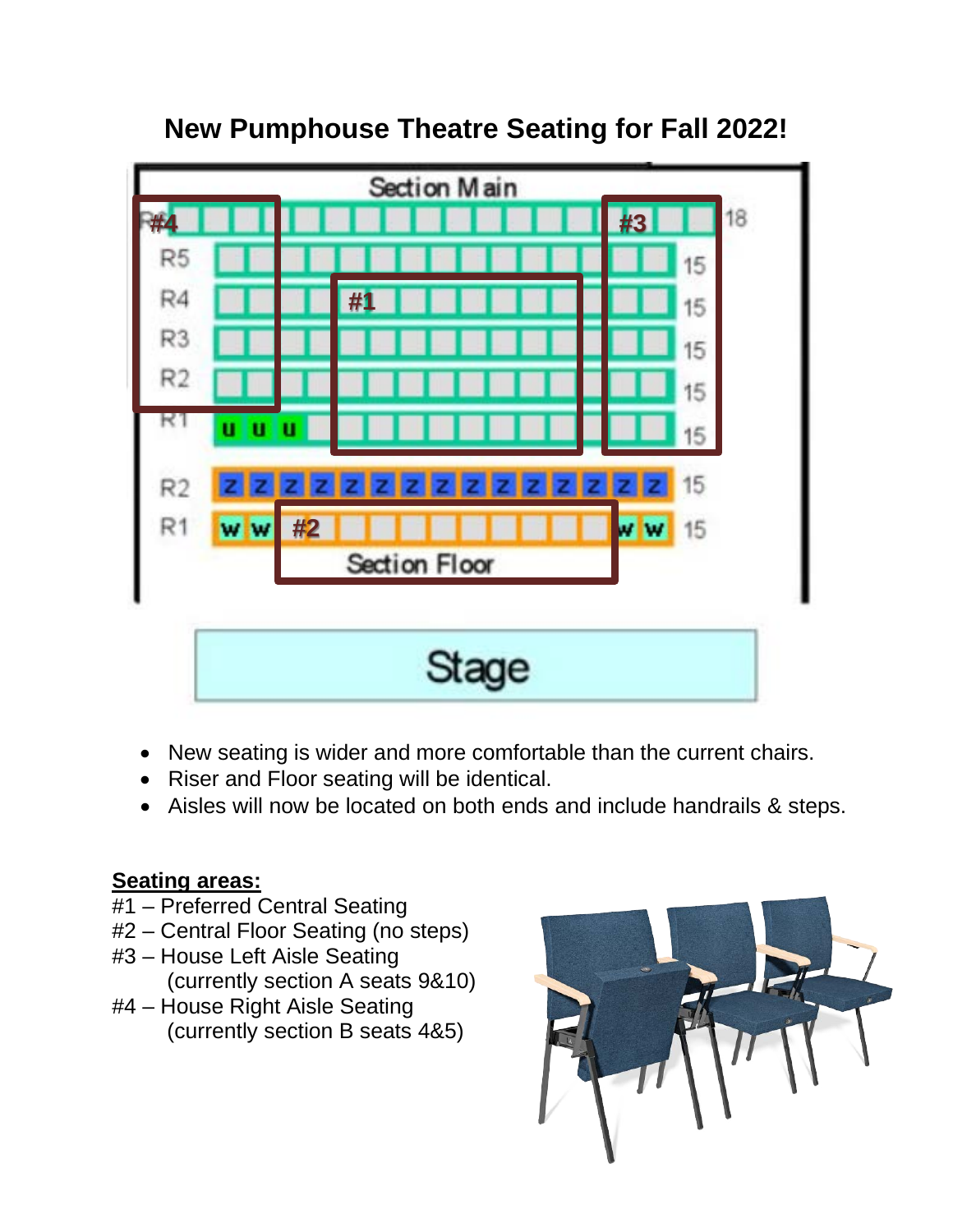# New Pumphouse Theatre Seating for Fall 2022!

Section Main

R4 #4

#3

18

R5 15

R4 #1 15

R3 15

R2 15

R1 u u u 15

R2 z z z z z z z z z z z z z z z 15

R1 w w #2 w w 15

Section Floor

Stage

- New seating is wider and more comfortable than the current chairs.
- Riser and Floor seating will be identical.
- Aisles will now be located on both ends and include handrails & steps.

**Seating areas:**

#1 – Preferred Central Seating
#2 – Central Floor Seating (no steps)
#3 – House Left Aisle Seating
(currently section A seats 9&10)
#4 – House Right Aisle Seating
(currently section B seats 4&5)